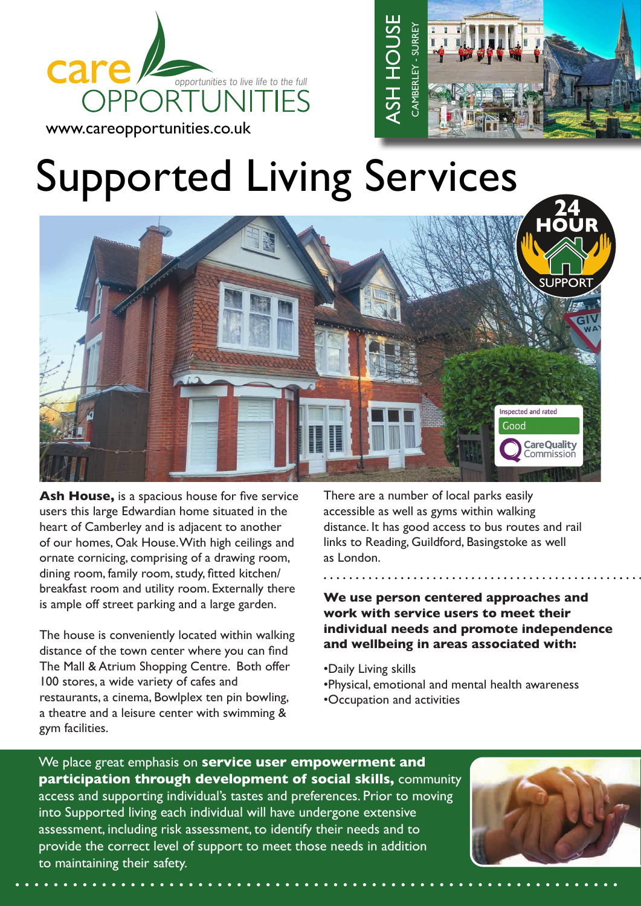care OPPORTUNITIES

*opportunities to live life to the full*

www.careopportunities.co.uk

ASH HOUSE
CAMBERLEY - SURREY

# Supported Living Services

24 HOUR SUPPORT

Inspected and rated
Good
CareQuality Commission

**Ash House,** is a spacious house for five service users this large Edwardian home situated in the heart of Camberley and is adjacent to another of our homes, Oak House. With high ceilings and ornate cornicing, comprising of a drawing room, dining room, family room, study, fitted kitchen/ breakfast room and utility room. Externally there is ample off street parking and a large garden.

The house is conveniently located within walking distance of the town center where you can find The Mall & Atrium Shopping Centre. Both offer 100 stores, a wide variety of cafes and restaurants, a cinema, Bowlplex ten pin bowling, a theatre and a leisure center with swimming & gym facilities.

There are a number of local parks easily accessible as well as gyms within walking distance. It has good access to bus routes and rail links to Reading, Guildford, Basingstoke as well as London.

**We use person centered approaches and work with service users to meet their individual needs and promote independence and wellbeing in areas associated with:**

- Daily Living skills
- Physical, emotional and mental health awareness
- Occupation and activities

We place great emphasis on **service user empowerment and participation through development of social skills,** community access and supporting individual's tastes and preferences. Prior to moving into Supported living each individual will have undergone extensive assessment, including risk assessment, to identify their needs and to provide the correct level of support to meet those needs in addition to maintaining their safety.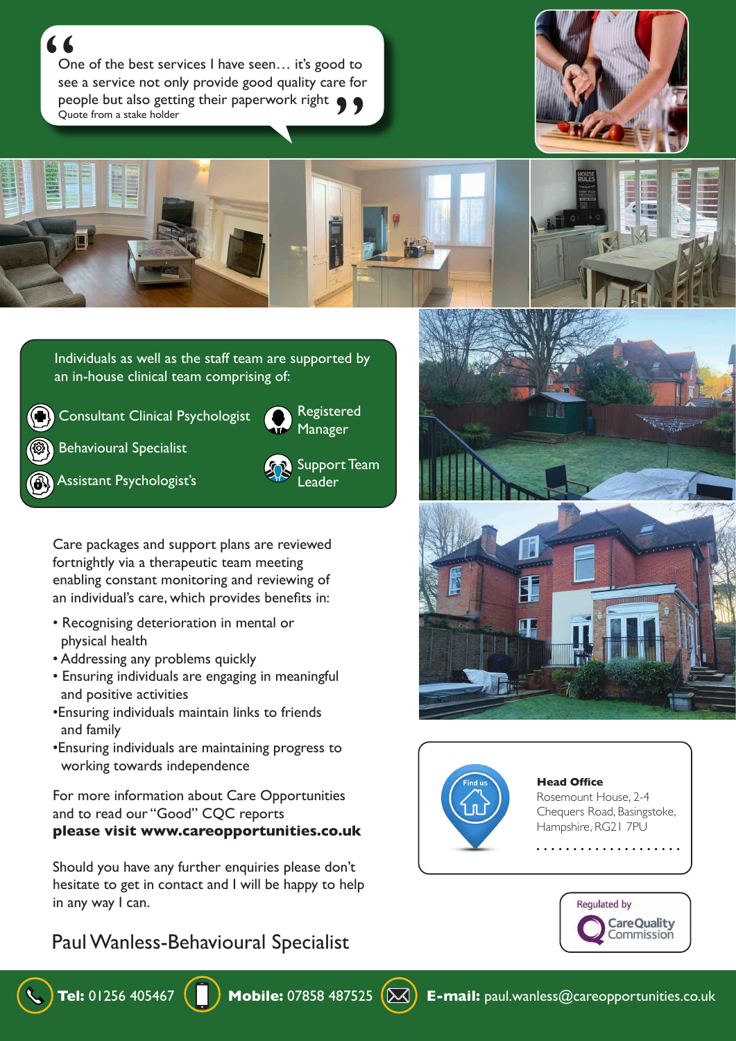"One of the best services I have seen… it's good to see a service not only provide good quality care for people but also getting their paperwork right"
Quote from a stake holder

Individuals as well as the staff team are supported by an in-house clinical team comprising of:

- Consultant Clinical Psychologist
- Behavioural Specialist
- Assistant Psychologist's
- Registered Manager
- Support Team Leader

Care packages and support plans are reviewed fortnightly via a therapeutic team meeting enabling constant monitoring and reviewing of an individual's care, which provides benefits in:

- Recognising deterioration in mental or physical health
- Addressing any problems quickly
- Ensuring individuals are engaging in meaningful and positive activities
- Ensuring individuals maintain links to friends and family
- Ensuring individuals are maintaining progress to working towards independence

For more information about Care Opportunities and to read our "Good" CQC reports
**please visit www.careopportunities.co.uk**

Should you have any further enquiries please don't hesitate to get in contact and I will be happy to help in any way I can.

Paul Wanless-Behavioural Specialist

Find us

**Head Office**
Rosemount House, 2-4
Chequers Road, Basingstoke,
Hampshire, RG21 7PU

Regulated by
CareQuality Commission

**Tel:** 01256 405467 **Mobile:** 07858 487525 **E-mail:** paul.wanless@careopportunities.co.uk